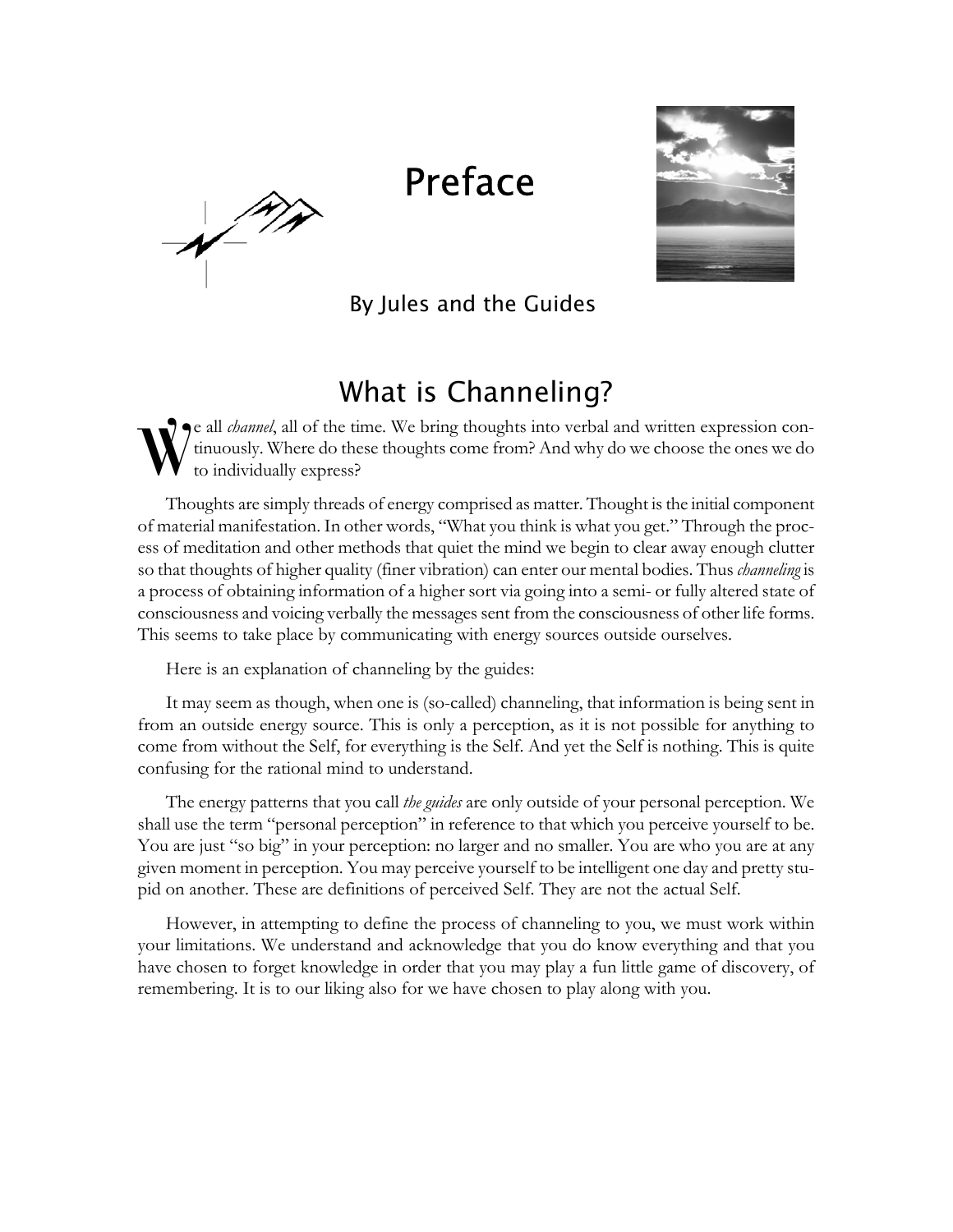# Preface

By Jules and the Guides

## What is Channeling?

We all *channel*, all of the time. We bring thoughts into verbal and written expression continuously. Where do these thoughts come from? And why do we choose the ones we do to individually express?

Thoughts are simply threads of energy comprised as matter. Thought is the initial component of material manifestation. In other words, "What you think is what you get." Through the process of meditation and other methods that quiet the mind we begin to clear away enough clutter so that thoughts of higher quality (finer vibration) can enter our mental bodies. Thus *channeling* is a process of obtaining information of a higher sort via going into a semi- or fully altered state of consciousness and voicing verbally the messages sent from the consciousness of other life forms. This seems to take place by communicating with energy sources outside ourselves.

Here is an explanation of channeling by the guides:

It may seem as though, when one is (so-called) channeling, that information is being sent in from an outside energy source. This is only a perception, as it is not possible for anything to come from without the Self, for everything is the Self. And yet the Self is nothing. This is quite confusing for the rational mind to understand.

The energy patterns that you call *the guides* are only outside of your personal perception. We shall use the term "personal perception" in reference to that which you perceive yourself to be. You are just "so big" in your perception: no larger and no smaller. You are who you are at any given moment in perception. You may perceive yourself to be intelligent one day and pretty stupid on another. These are definitions of perceived Self. They are not the actual Self.

However, in attempting to define the process of channeling to you, we must work within your limitations. We understand and acknowledge that you do know everything and that you have chosen to forget knowledge in order that you may play a fun little game of discovery, of remembering. It is to our liking also for we have chosen to play along with you.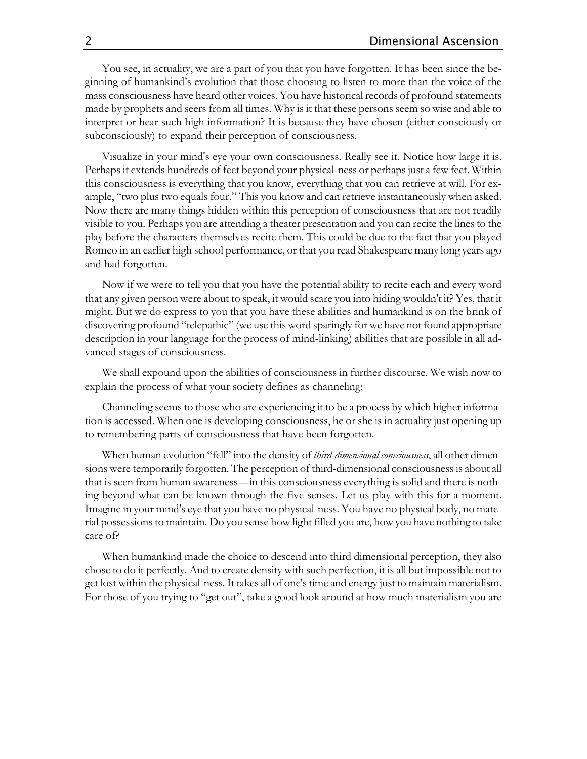You see, in actuality, we are a part of you that you have forgotten. It has been since the beginning of humankind's evolution that those choosing to listen to more than the voice of the mass consciousness have heard other voices. You have historical records of profound statements made by prophets and seers from all times. Why is it that these persons seem so wise and able to interpret or hear such high information? It is because they have chosen (either consciously or subconsciously) to expand their perception of consciousness.

Visualize in your mind's eye your own consciousness. Really see it. Notice how large it is. Perhaps it extends hundreds of feet beyond your physical-ness or perhaps just a few feet. Within this consciousness is everything that you know, everything that you can retrieve at will. For example, "two plus two equals four." This you know and can retrieve instantaneously when asked. Now there are many things hidden within this perception of consciousness that are not readily visible to you. Perhaps you are attending a theater presentation and you can recite the lines to the play before the characters themselves recite them. This could be due to the fact that you played Romeo in an earlier high school performance, or that you read Shakespeare many long years ago and had forgotten.

Now if we were to tell you that you have the potential ability to recite each and every word that any given person were about to speak, it would scare you into hiding wouldn't it? Yes, that it might. But we do express to you that you have these abilities and humankind is on the brink of discovering profound "telepathic" (we use this word sparingly for we have not found appropriate description in your language for the process of mind-linking) abilities that are possible in all advanced stages of consciousness.

We shall expound upon the abilities of consciousness in further discourse. We wish now to explain the process of what your society defines as channeling:

Channeling seems to those who are experiencing it to be a process by which higher information is accessed. When one is developing consciousness, he or she is in actuality just opening up to remembering parts of consciousness that have been forgotten.

When human evolution "fell" into the density of *third-dimensional consciousness*, all other dimensions were temporarily forgotten. The perception of third-dimensional consciousness is about all that is seen from human awareness—in this consciousness everything is solid and there is nothing beyond what can be known through the five senses. Let us play with this for a moment. Imagine in your mind's eye that you have no physical-ness. You have no physical body, no material possessions to maintain. Do you sense how light filled you are, how you have nothing to take care of?

When humankind made the choice to descend into third dimensional perception, they also chose to do it perfectly. And to create density with such perfection, it is all but impossible not to get lost within the physical-ness. It takes all of one's time and energy just to maintain materialism. For those of you trying to "get out", take a good look around at how much materialism you are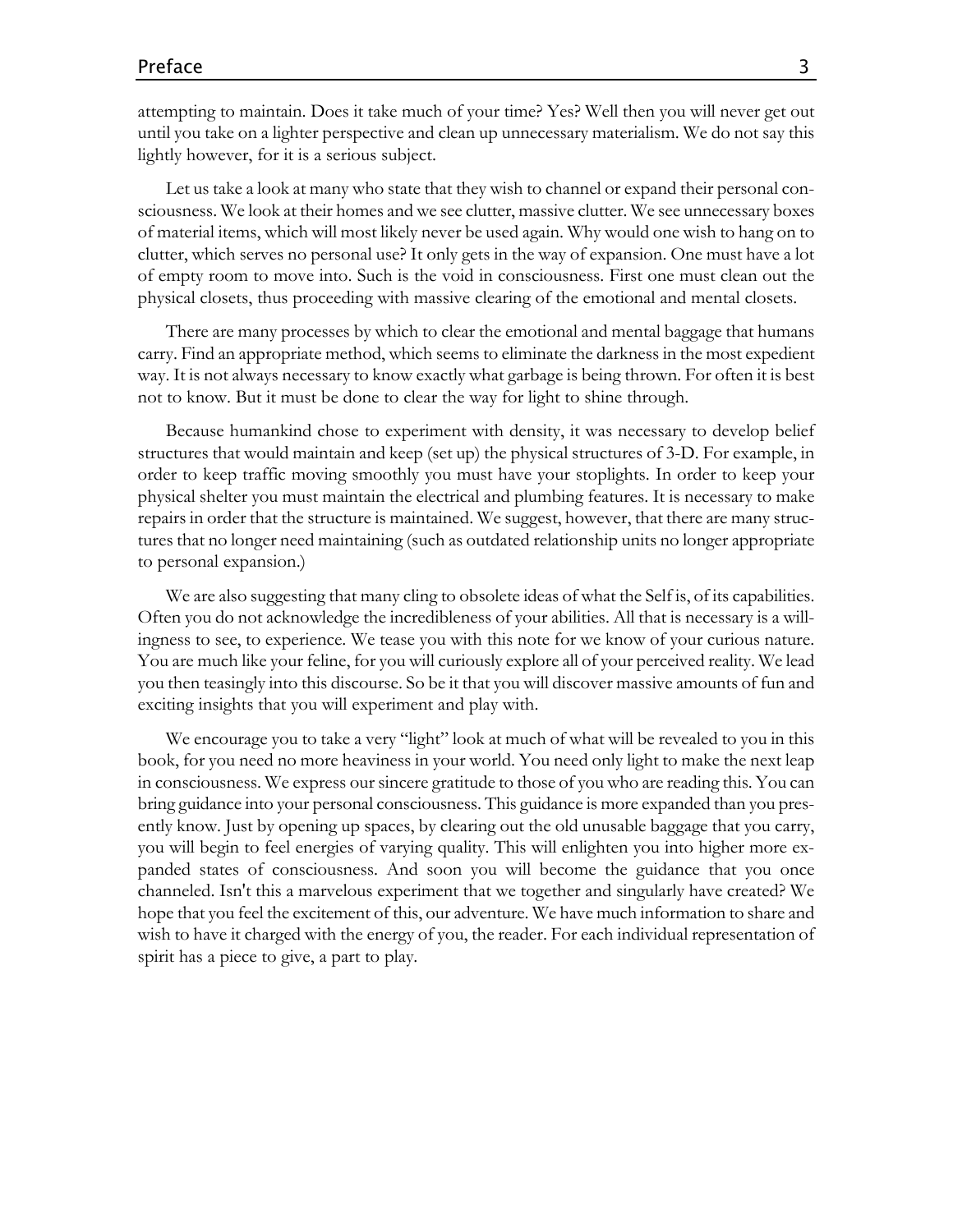attempting to maintain. Does it take much of your time? Yes? Well then you will never get out until you take on a lighter perspective and clean up unnecessary materialism. We do not say this lightly however, for it is a serious subject.

Let us take a look at many who state that they wish to channel or expand their personal consciousness. We look at their homes and we see clutter, massive clutter. We see unnecessary boxes of material items, which will most likely never be used again. Why would one wish to hang on to clutter, which serves no personal use? It only gets in the way of expansion. One must have a lot of empty room to move into. Such is the void in consciousness. First one must clean out the physical closets, thus proceeding with massive clearing of the emotional and mental closets.

There are many processes by which to clear the emotional and mental baggage that humans carry. Find an appropriate method, which seems to eliminate the darkness in the most expedient way. It is not always necessary to know exactly what garbage is being thrown. For often it is best not to know. But it must be done to clear the way for light to shine through.

Because humankind chose to experiment with density, it was necessary to develop belief structures that would maintain and keep (set up) the physical structures of 3-D. For example, in order to keep traffic moving smoothly you must have your stoplights. In order to keep your physical shelter you must maintain the electrical and plumbing features. It is necessary to make repairs in order that the structure is maintained. We suggest, however, that there are many structures that no longer need maintaining (such as outdated relationship units no longer appropriate to personal expansion.)

We are also suggesting that many cling to obsolete ideas of what the Self is, of its capabilities. Often you do not acknowledge the incredibleness of your abilities. All that is necessary is a willingness to see, to experience. We tease you with this note for we know of your curious nature. You are much like your feline, for you will curiously explore all of your perceived reality. We lead you then teasingly into this discourse. So be it that you will discover massive amounts of fun and exciting insights that you will experiment and play with.

We encourage you to take a very "light" look at much of what will be revealed to you in this book, for you need no more heaviness in your world. You need only light to make the next leap in consciousness. We express our sincere gratitude to those of you who are reading this. You can bring guidance into your personal consciousness. This guidance is more expanded than you presently know. Just by opening up spaces, by clearing out the old unusable baggage that you carry, you will begin to feel energies of varying quality. This will enlighten you into higher more expanded states of consciousness. And soon you will become the guidance that you once channeled. Isn't this a marvelous experiment that we together and singularly have created? We hope that you feel the excitement of this, our adventure. We have much information to share and wish to have it charged with the energy of you, the reader. For each individual representation of spirit has a piece to give, a part to play.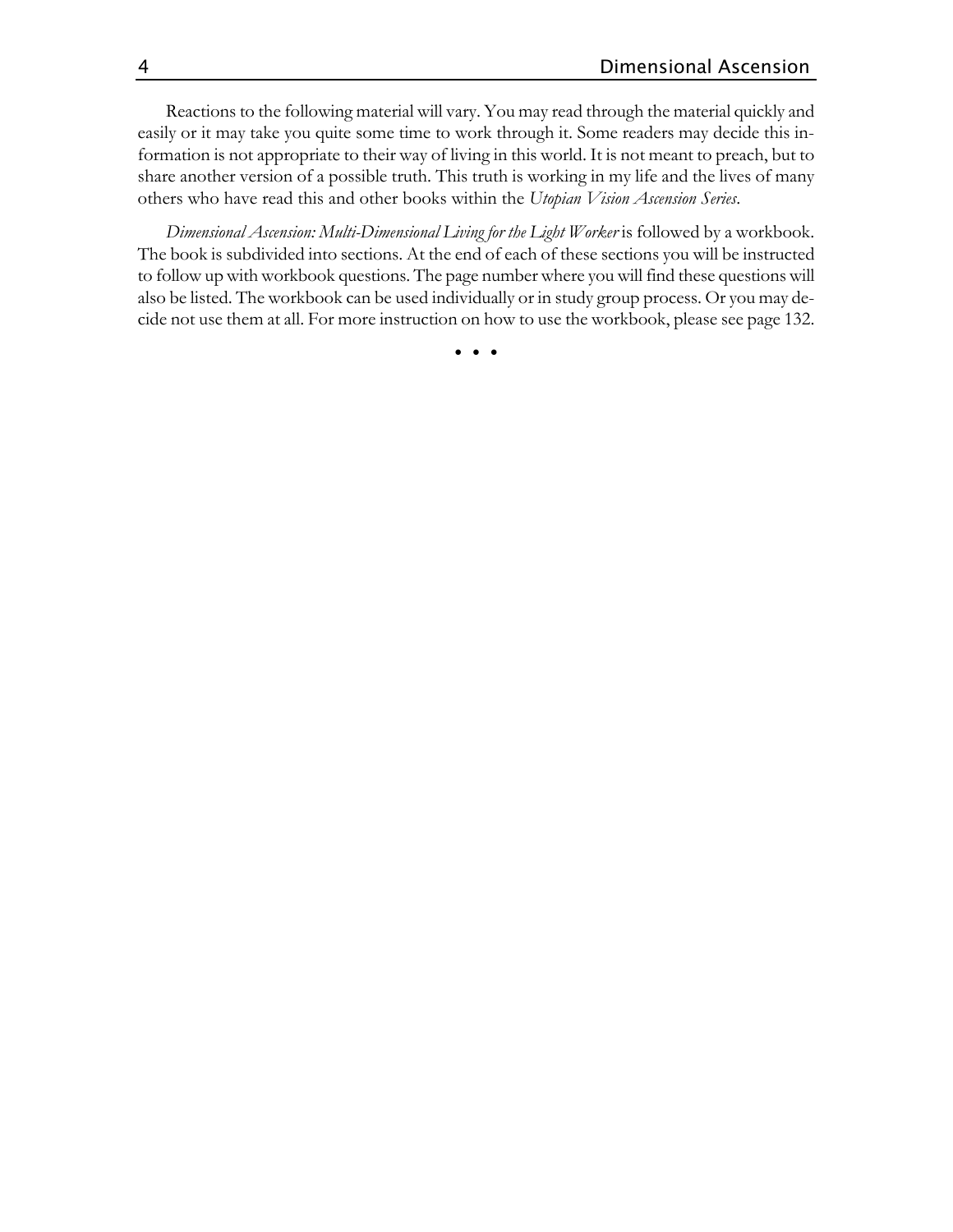Reactions to the following material will vary. You may read through the material quickly and easily or it may take you quite some time to work through it. Some readers may decide this information is not appropriate to their way of living in this world. It is not meant to preach, but to share another version of a possible truth. This truth is working in my life and the lives of many others who have read this and other books within the *Utopian Vision Ascension Series*.

*Dimensional Ascension: Multi-Dimensional Living for the Light Worker* is followed by a workbook. The book is subdivided into sections. At the end of each of these sections you will be instructed to follow up with workbook questions. The page number where you will find these questions will also be listed. The workbook can be used individually or in study group process. Or you may decide not use them at all. For more instruction on how to use the workbook, please see page 132.

• • •